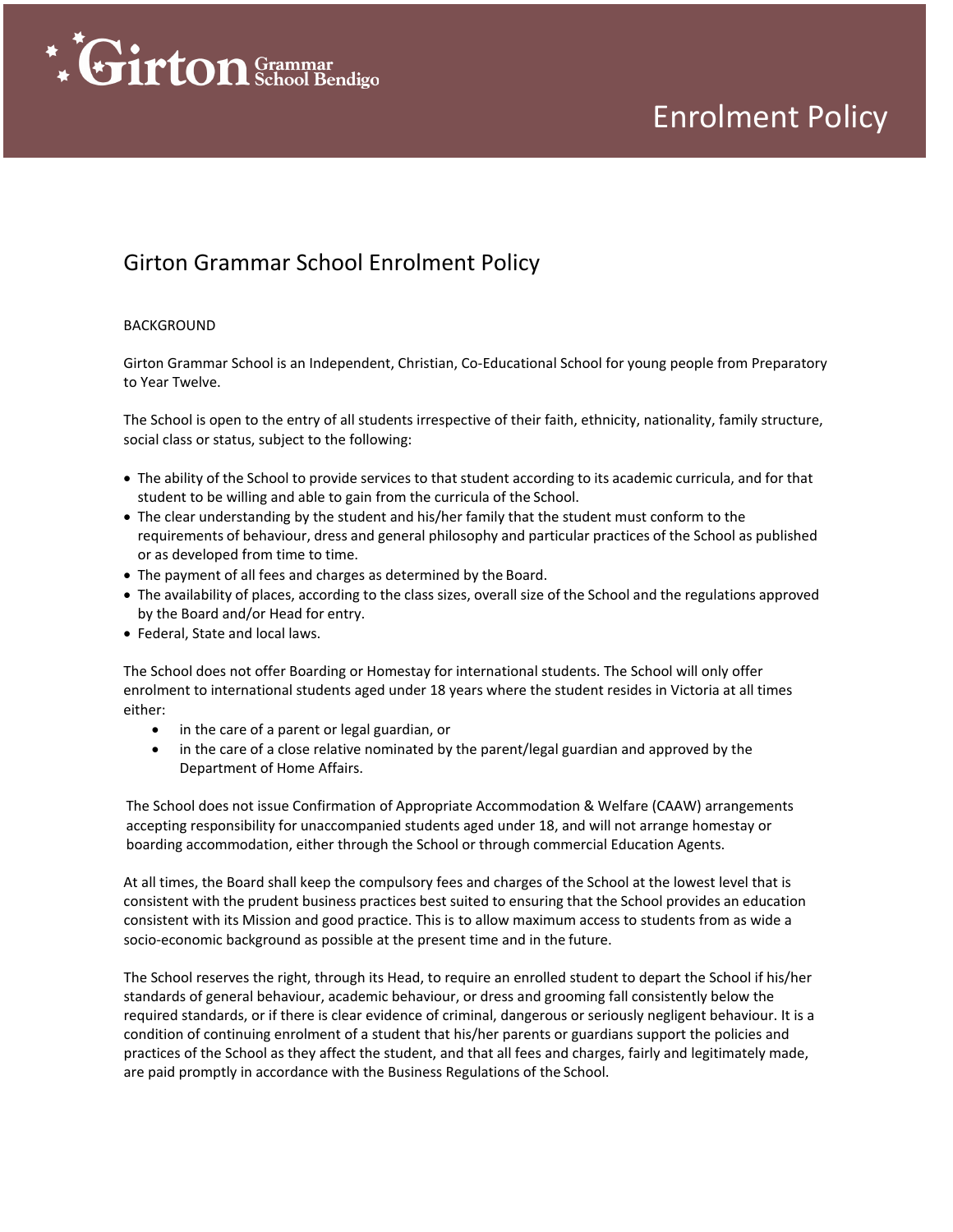# Enrolment Policy

## Girton Grammar School Enrolment Policy

BACKGROUND

Girton Grammar School is an Independent, Christian, Co-Educational School for young people from Preparatory to Year Twelve.

The School is open to the entry of all students irrespective of their faith, ethnicity, nationality, family structure, social class or status, subject to the following:

- The ability of the School to provide services to that student according to its academic curricula, and for that student to be willing and able to gain from the curricula of the School.
- The clear understanding by the student and his/her family that the student must conform to the requirements of behaviour, dress and general philosophy and particular practices of the School as published or as developed from time to time.
- The payment of all fees and charges as determined by the Board.
- The availability of places, according to the class sizes, overall size of the School and the regulations approved by the Board and/or Head for entry.
- Federal, State and local laws.

The School does not offer Boarding or Homestay for international students. The School will only offer enrolment to international students aged under 18 years where the student resides in Victoria at all times either:

- in the care of a parent or legal guardian, or
- in the care of a close relative nominated by the parent/legal guardian and approved by the Department of Home Affairs.

The School does not issue Confirmation of Appropriate Accommodation & Welfare (CAAW) arrangements accepting responsibility for unaccompanied students aged under 18, and will not arrange homestay or boarding accommodation, either through the School or through commercial Education Agents.

At all times, the Board shall keep the compulsory fees and charges of the School at the lowest level that is consistent with the prudent business practices best suited to ensuring that the School provides an education consistent with its Mission and good practice. This is to allow maximum access to students from as wide a socio-economic background as possible at the present time and in the future.

The School reserves the right, through its Head, to require an enrolled student to depart the School if his/her standards of general behaviour, academic behaviour, or dress and grooming fall consistently below the required standards, or if there is clear evidence of criminal, dangerous or seriously negligent behaviour. It is a condition of continuing enrolment of a student that his/her parents or guardians support the policies and practices of the School as they affect the student, and that all fees and charges, fairly and legitimately made, are paid promptly in accordance with the Business Regulations of the School.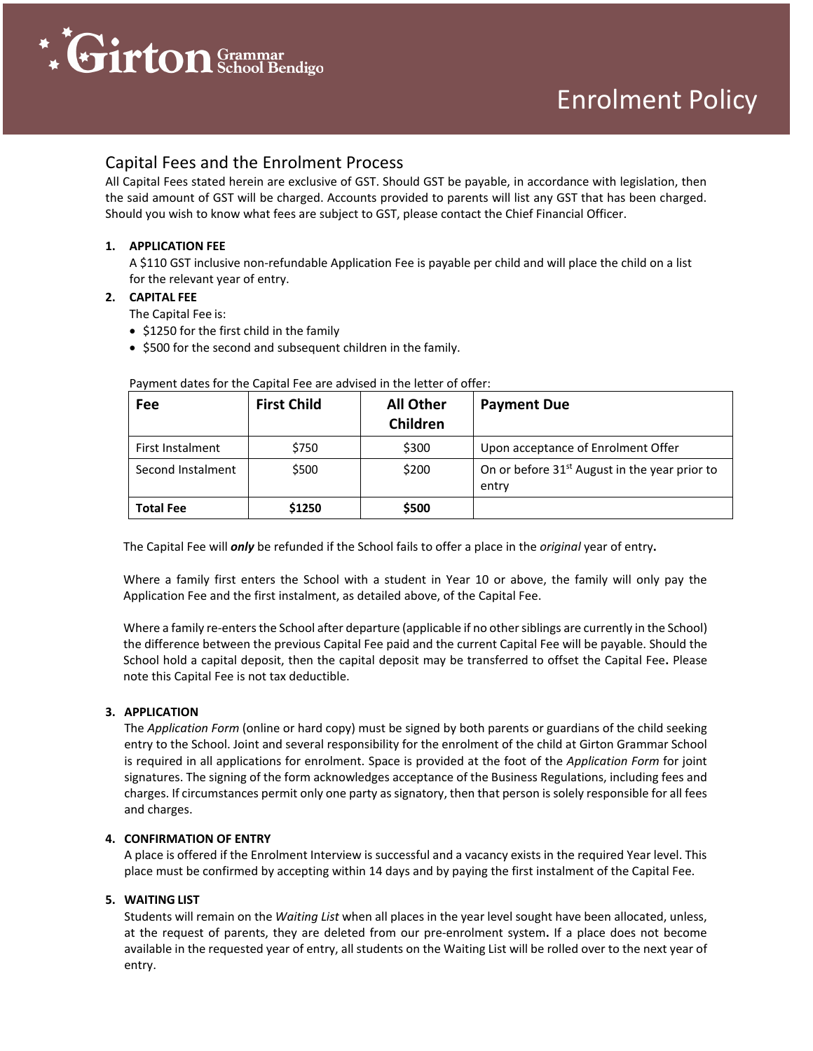# Enrolment Policy

## Capital Fees and the Enrolment Process

All Capital Fees stated herein are exclusive of GST. Should GST be payable, in accordance with legislation, then the said amount of GST will be charged. Accounts provided to parents will list any GST that has been charged. Should you wish to know what fees are subject to GST, please contact the Chief Financial Officer.

### 1. APPLICATION FEE

A $110 GST inclusive non-refundable Application Fee is payable per child and will place the child on a list for the relevant year of entry.

### 2. CAPITAL FEE

The Capital Fee is:

- $1250 for the first child in the family
- $500 for the second and subsequent children in the family.

Payment dates for the Capital Fee are advised in the letter of offer:

| Fee | First Child | All Other Children | Payment Due |
|---|---|---|---|
| First Instalment | $750 | $300 | Upon acceptance of Enrolment Offer |
| Second Instalment | $500 | $200 | On or before 31st August in the year prior to entry |
| **Total Fee** | **$1250** | **$500** | |

The Capital Fee will ***only*** be refunded if the School fails to offer a place in the *original* year of entry**.**

Where a family first enters the School with a student in Year 10 or above, the family will only pay the Application Fee and the first instalment, as detailed above, of the Capital Fee.

Where a family re-enters the School after departure (applicable if no other siblings are currently in the School) the difference between the previous Capital Fee paid and the current Capital Fee will be payable. Should the School hold a capital deposit, then the capital deposit may be transferred to offset the Capital Fee**.** Please note this Capital Fee is not tax deductible.

### 3. APPLICATION

The *Application Form* (online or hard copy) must be signed by both parents or guardians of the child seeking entry to the School. Joint and several responsibility for the enrolment of the child at Girton Grammar School is required in all applications for enrolment. Space is provided at the foot of the *Application Form* for joint signatures. The signing of the form acknowledges acceptance of the Business Regulations, including fees and charges. If circumstances permit only one party as signatory, then that person is solely responsible for all fees and charges.

### 4. CONFIRMATION OF ENTRY

A place is offered if the Enrolment Interview is successful and a vacancy exists in the required Year level. This place must be confirmed by accepting within 14 days and by paying the first instalment of the Capital Fee.

### 5. WAITING LIST

Students will remain on the *Waiting List* when all places in the year level sought have been allocated, unless, at the request of parents, they are deleted from our pre-enrolment system**.** If a place does not become available in the requested year of entry, all students on the Waiting List will be rolled over to the next year of entry.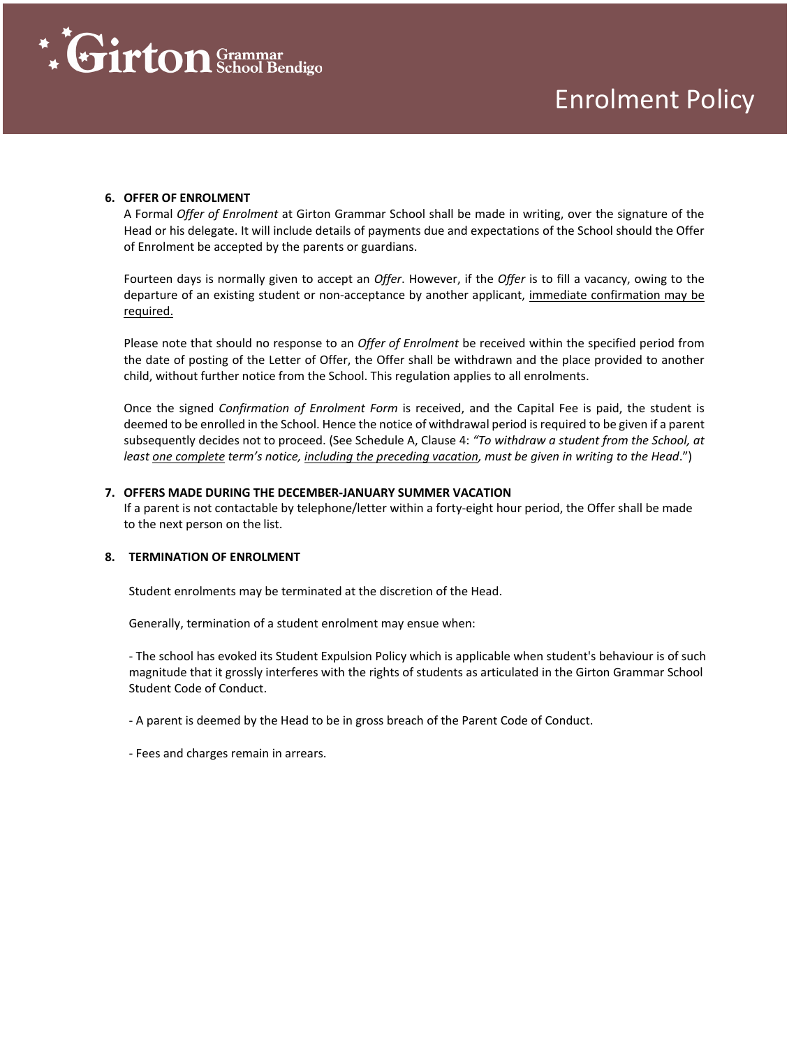**6. OFFER OF ENROLMENT**

A Formal *Offer of Enrolment* at Girton Grammar School shall be made in writing, over the signature of the Head or his delegate. It will include details of payments due and expectations of the School should the Offer of Enrolment be accepted by the parents or guardians.

Fourteen days is normally given to accept an *Offer*. However, if the *Offer* is to fill a vacancy, owing to the departure of an existing student or non-acceptance by another applicant, <u>immediate confirmation may be required.</u>

Please note that should no response to an *Offer of Enrolment* be received within the specified period from the date of posting of the Letter of Offer, the Offer shall be withdrawn and the place provided to another child, without further notice from the School. This regulation applies to all enrolments.

Once the signed *Confirmation of Enrolment Form* is received, and the Capital Fee is paid, the student is deemed to be enrolled in the School. Hence the notice of withdrawal period is required to be given if a parent subsequently decides not to proceed. (See Schedule A, Clause 4: *"To withdraw a student from the School, at least <u>one complete</u> term's notice, <u>including the preceding vacation</u>, must be given in writing to the Head*.")

**7. OFFERS MADE DURING THE DECEMBER-JANUARY SUMMER VACATION**

If a parent is not contactable by telephone/letter within a forty-eight hour period, the Offer shall be made to the next person on the list.

**8. TERMINATION OF ENROLMENT**

Student enrolments may be terminated at the discretion of the Head.

Generally, termination of a student enrolment may ensue when:

- The school has evoked its Student Expulsion Policy which is applicable when student's behaviour is of such magnitude that it grossly interferes with the rights of students as articulated in the Girton Grammar School Student Code of Conduct.

- A parent is deemed by the Head to be in gross breach of the Parent Code of Conduct.

- Fees and charges remain in arrears.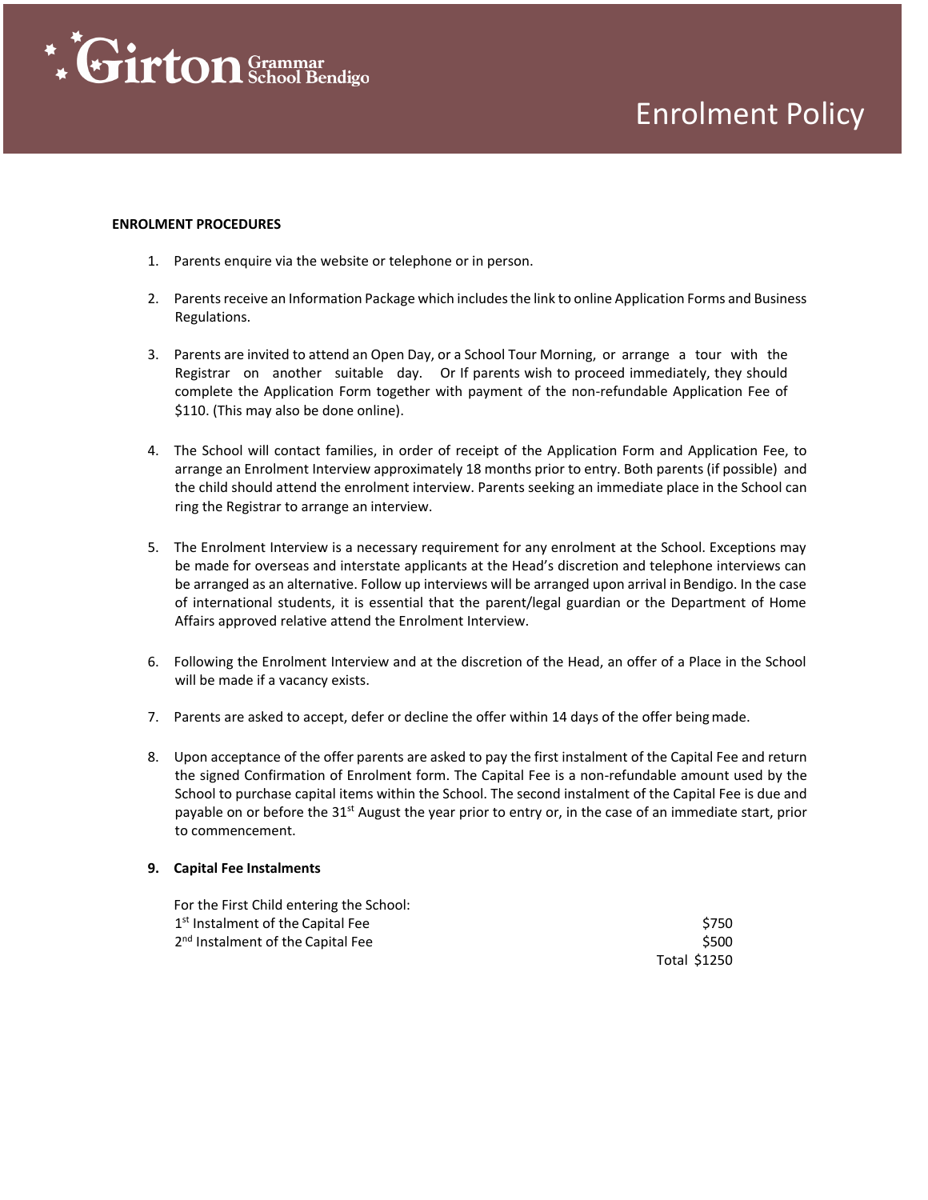**ENROLMENT PROCEDURES**

1. Parents enquire via the website or telephone or in person.

2. Parents receive an Information Package which includes the link to online Application Forms and Business Regulations.

3. Parents are invited to attend an Open Day, or a School Tour Morning, or arrange a tour with the Registrar on another suitable day. Or If parents wish to proceed immediately, they should complete the Application Form together with payment of the non-refundable Application Fee of $110. (This may also be done online).

4. The School will contact families, in order of receipt of the Application Form and Application Fee, to arrange an Enrolment Interview approximately 18 months prior to entry. Both parents (if possible) and the child should attend the enrolment interview. Parents seeking an immediate place in the School can ring the Registrar to arrange an interview.

5. The Enrolment Interview is a necessary requirement for any enrolment at the School. Exceptions may be made for overseas and interstate applicants at the Head's discretion and telephone interviews can be arranged as an alternative. Follow up interviews will be arranged upon arrival in Bendigo. In the case of international students, it is essential that the parent/legal guardian or the Department of Home Affairs approved relative attend the Enrolment Interview.

6. Following the Enrolment Interview and at the discretion of the Head, an offer of a Place in the School will be made if a vacancy exists.

7. Parents are asked to accept, defer or decline the offer within 14 days of the offer being made.

8. Upon acceptance of the offer parents are asked to pay the first instalment of the Capital Fee and return the signed Confirmation of Enrolment form. The Capital Fee is a non-refundable amount used by the School to purchase capital items within the School. The second instalment of the Capital Fee is due and payable on or before the 31st August the year prior to entry or, in the case of an immediate start, prior to commencement.

9. **Capital Fee Instalments**

For the First Child entering the School:

| | |
|---|---|
| 1st Instalment of the Capital Fee | $750 |
| 2nd Instalment of the Capital Fee | $500 |
| | Total $1250 |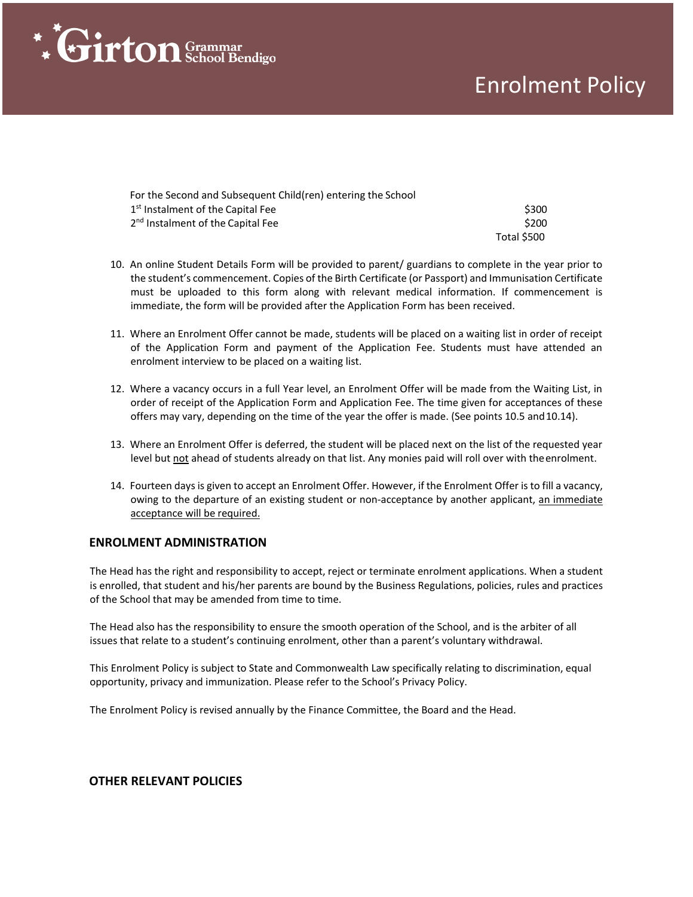For the Second and Subsequent Child(ren) entering the School

| | |
|---|---|
| 1st Instalment of the Capital Fee | $300 |
| 2nd Instalment of the Capital Fee | $200 |
| | Total $500 |

10. An online Student Details Form will be provided to parent/ guardians to complete in the year prior to the student's commencement. Copies of the Birth Certificate (or Passport) and Immunisation Certificate must be uploaded to this form along with relevant medical information. If commencement is immediate, the form will be provided after the Application Form has been received.

11. Where an Enrolment Offer cannot be made, students will be placed on a waiting list in order of receipt of the Application Form and payment of the Application Fee. Students must have attended an enrolment interview to be placed on a waiting list.

12. Where a vacancy occurs in a full Year level, an Enrolment Offer will be made from the Waiting List, in order of receipt of the Application Form and Application Fee. The time given for acceptances of these offers may vary, depending on the time of the year the offer is made. (See points 10.5 and 10.14).

13. Where an Enrolment Offer is deferred, the student will be placed next on the list of the requested year level but <u>not</u> ahead of students already on that list. Any monies paid will roll over with the enrolment.

14. Fourteen days is given to accept an Enrolment Offer. However, if the Enrolment Offer is to fill a vacancy, owing to the departure of an existing student or non-acceptance by another applicant, <u>an immediate acceptance will be required.</u>

## ENROLMENT ADMINISTRATION

The Head has the right and responsibility to accept, reject or terminate enrolment applications. When a student is enrolled, that student and his/her parents are bound by the Business Regulations, policies, rules and practices of the School that may be amended from time to time.

The Head also has the responsibility to ensure the smooth operation of the School, and is the arbiter of all issues that relate to a student's continuing enrolment, other than a parent's voluntary withdrawal.

This Enrolment Policy is subject to State and Commonwealth Law specifically relating to discrimination, equal opportunity, privacy and immunization. Please refer to the School's Privacy Policy.

The Enrolment Policy is revised annually by the Finance Committee, the Board and the Head.

## OTHER RELEVANT POLICIES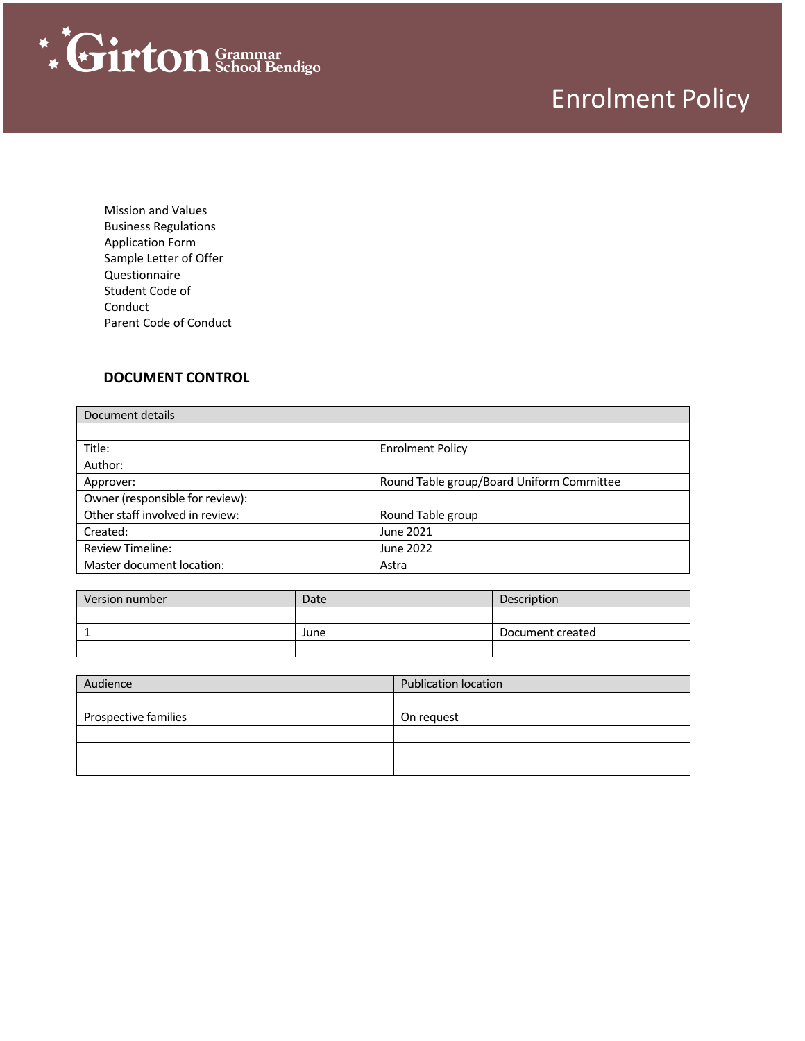Girton Grammar School Bendigo

# Enrolment Policy

Mission and Values
Business Regulations
Application Form
Sample Letter of Offer
Questionnaire
Student Code of Conduct
Parent Code of Conduct

## DOCUMENT CONTROL

| Document details | |
|---|---|
| | |
| Title: | Enrolment Policy |
| Author: | |
| Approver: | Round Table group/Board Uniform Committee |
| Owner (responsible for review): | |
| Other staff involved in review: | Round Table group |
| Created: | June 2021 |
| Review Timeline: | June 2022 |
| Master document location: | Astra |

| Version number | Date | Description |
|---|---|---|
| | | |
| 1 | June | Document created |
| | | |

| Audience | Publication location |
|---|---|
| | |
| Prospective families | On request |
| | |
| | |
| | |